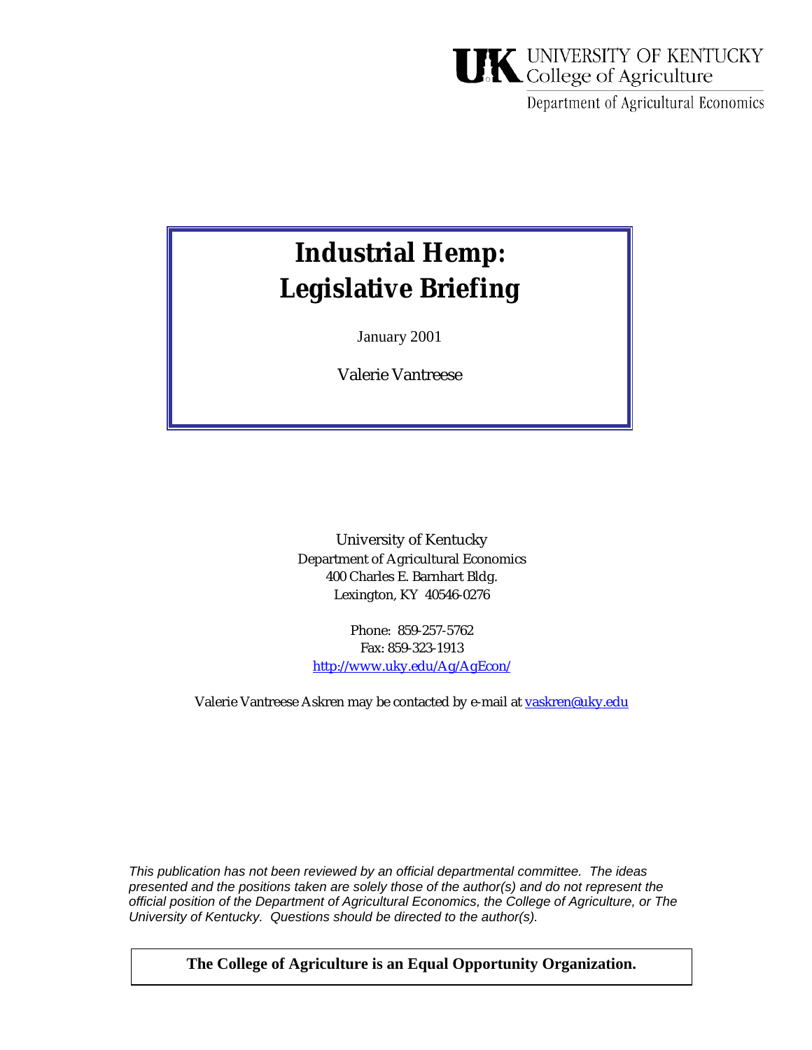UNIVERSITY OF KENTUCKY
College of Agriculture

Department of Agricultural Economics

# Industrial Hemp: Legislative Briefing

January 2001

Valerie Vantreese

University of Kentucky
Department of Agricultural Economics
400 Charles E. Barnhart Bldg.
Lexington, KY 40546-0276

Phone: 859-257-5762
Fax: 859-323-1913
http://www.uky.edu/Ag/AgEcon/

Valerie Vantreese Askren may be contacted by e-mail at vaskren@uky.edu

*This publication has not been reviewed by an official departmental committee. The ideas presented and the positions taken are solely those of the author(s) and do not represent the official position of the Department of Agricultural Economics, the College of Agriculture, or The University of Kentucky. Questions should be directed to the author(s).*

**The College of Agriculture is an Equal Opportunity Organization.**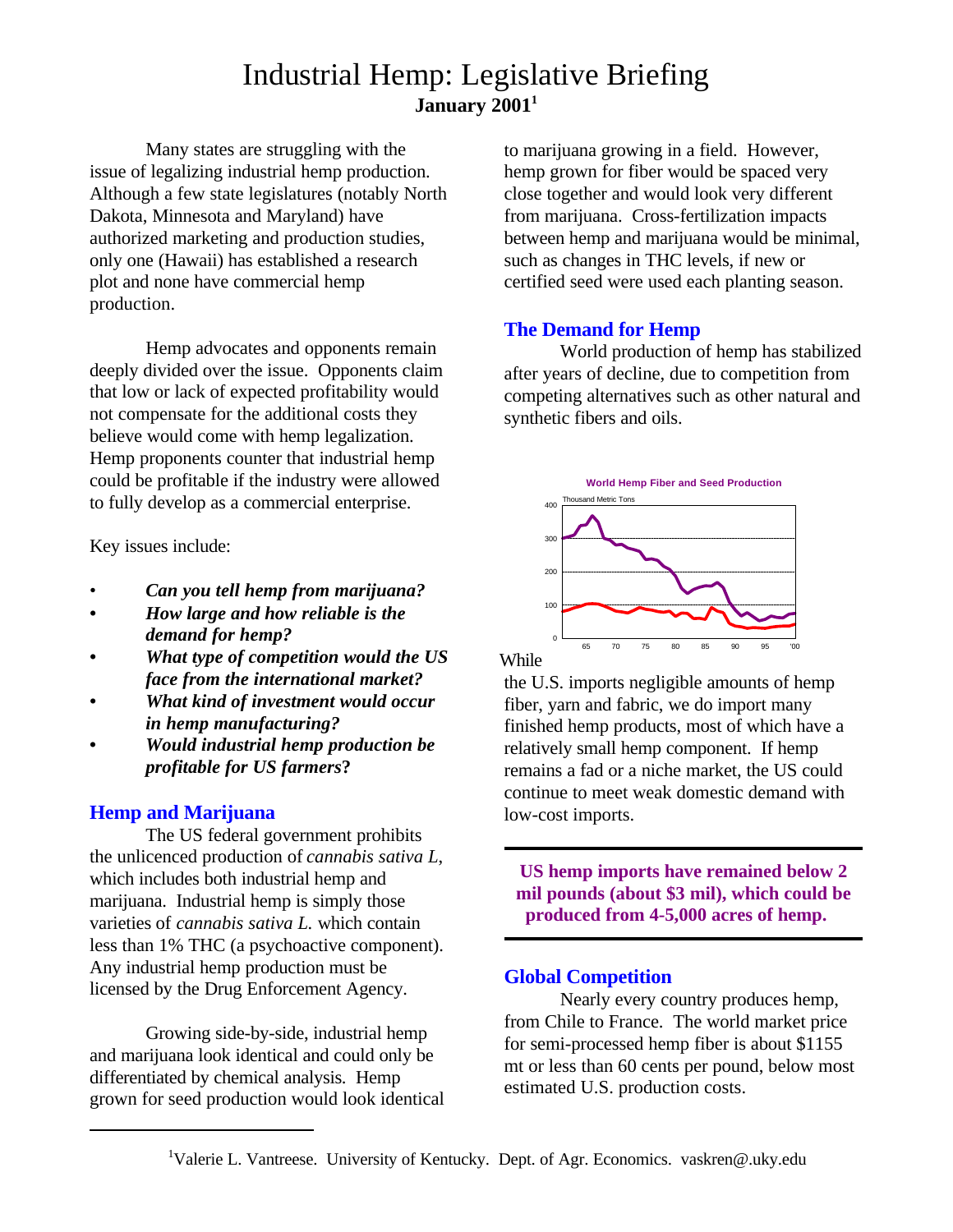# Industrial Hemp: Legislative Briefing

**January 2001**[1]

Many states are struggling with the issue of legalizing industrial hemp production. Although a few state legislatures (notably North Dakota, Minnesota and Maryland) have authorized marketing and production studies, only one (Hawaii) has established a research plot and none have commercial hemp production.

Hemp advocates and opponents remain deeply divided over the issue. Opponents claim that low or lack of expected profitability would not compensate for the additional costs they believe would come with hemp legalization. Hemp proponents counter that industrial hemp could be profitable if the industry were allowed to fully develop as a commercial enterprise.

Key issues include:

- ***Can you tell hemp from marijuana?***
- ***How large and how reliable is the demand for hemp?***
- ***What type of competition would the US face from the international market?***
- ***What kind of investment would occur in hemp manufacturing?***
- ***Would industrial hemp production be profitable for US farmers?***

## Hemp and Marijuana

The US federal government prohibits the unlicenced production of *cannabis sativa L*, which includes both industrial hemp and marijuana. Industrial hemp is simply those varieties of *cannabis sativa L.* which contain less than 1% THC (a psychoactive component). Any industrial hemp production must be licensed by the Drug Enforcement Agency.

Growing side-by-side, industrial hemp and marijuana look identical and could only be differentiated by chemical analysis. Hemp grown for seed production would look identical to marijuana growing in a field. However, hemp grown for fiber would be spaced very close together and would look very different from marijuana. Cross-fertilization impacts between hemp and marijuana would be minimal, such as changes in THC levels, if new or certified seed were used each planting season.

## The Demand for Hemp

World production of hemp has stabilized after years of decline, due to competition from competing alternatives such as other natural and synthetic fibers and oils.

World Hemp Fiber and Seed Production

While the U.S. imports negligible amounts of hemp fiber, yarn and fabric, we do import many finished hemp products, most of which have a relatively small hemp component. If hemp remains a fad or a niche market, the US could continue to meet weak domestic demand with low-cost imports.

**US hemp imports have remained below 2 mil pounds (about $3 mil), which could be produced from 4-5,000 acres of hemp.**

## Global Competition

Nearly every country produces hemp, from Chile to France. The world market price for semi-processed hemp fiber is about $1155 mt or less than 60 cents per pound, below most estimated U.S. production costs.

[1] Valerie L. Vantreese. University of Kentucky. Dept. of Agr. Economics. vaskren@.uky.edu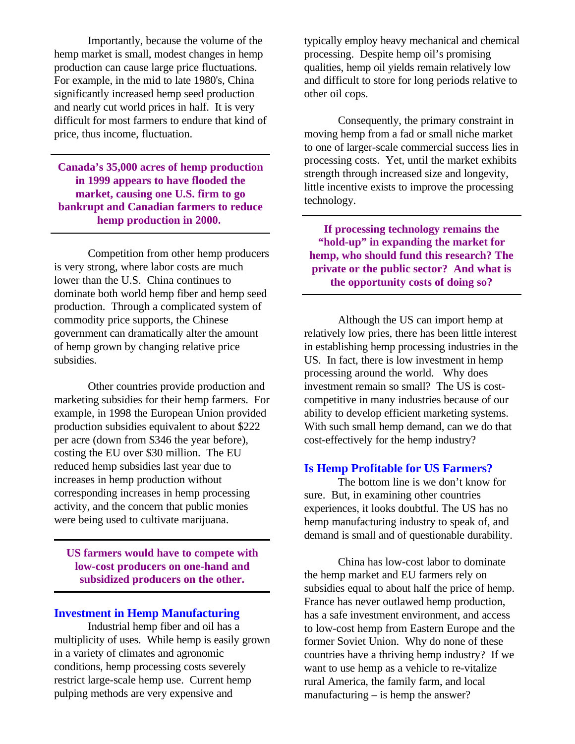Importantly, because the volume of the hemp market is small, modest changes in hemp production can cause large price fluctuations. For example, in the mid to late 1980's, China significantly increased hemp seed production and nearly cut world prices in half. It is very difficult for most farmers to endure that kind of price, thus income, fluctuation.

---

**Canada's 35,000 acres of hemp production in 1999 appears to have flooded the market, causing one U.S. firm to go bankrupt and Canadian farmers to reduce hemp production in 2000.**

---

Competition from other hemp producers is very strong, where labor costs are much lower than the U.S. China continues to dominate both world hemp fiber and hemp seed production. Through a complicated system of commodity price supports, the Chinese government can dramatically alter the amount of hemp grown by changing relative price subsidies.

Other countries provide production and marketing subsidies for their hemp farmers. For example, in 1998 the European Union provided production subsidies equivalent to about $222 per acre (down from $346 the year before), costing the EU over $30 million. The EU reduced hemp subsidies last year due to increases in hemp production without corresponding increases in hemp processing activity, and the concern that public monies were being used to cultivate marijuana.

---

**US farmers would have to compete with low-cost producers on one-hand and subsidized producers on the other.**

---

## Investment in Hemp Manufacturing

Industrial hemp fiber and oil has a multiplicity of uses. While hemp is easily grown in a variety of climates and agronomic conditions, hemp processing costs severely restrict large-scale hemp use. Current hemp pulping methods are very expensive and typically employ heavy mechanical and chemical processing. Despite hemp oil's promising qualities, hemp oil yields remain relatively low and difficult to store for long periods relative to other oil cops.

Consequently, the primary constraint in moving hemp from a fad or small niche market to one of larger-scale commercial success lies in processing costs. Yet, until the market exhibits strength through increased size and longevity, little incentive exists to improve the processing technology.

---

**If processing technology remains the "hold-up" in expanding the market for hemp, who should fund this research? The private or the public sector? And what is the opportunity costs of doing so?**

---

Although the US can import hemp at relatively low pries, there has been little interest in establishing hemp processing industries in the US. In fact, there is low investment in hemp processing around the world. Why does investment remain so small? The US is cost-competitive in many industries because of our ability to develop efficient marketing systems. With such small hemp demand, can we do that cost-effectively for the hemp industry?

## Is Hemp Profitable for US Farmers?

The bottom line is we don't know for sure. But, in examining other countries experiences, it looks doubtful. The US has no hemp manufacturing industry to speak of, and demand is small and of questionable durability.

China has low-cost labor to dominate the hemp market and EU farmers rely on subsidies equal to about half the price of hemp. France has never outlawed hemp production, has a safe investment environment, and access to low-cost hemp from Eastern Europe and the former Soviet Union. Why do none of these countries have a thriving hemp industry? If we want to use hemp as a vehicle to re-vitalize rural America, the family farm, and local manufacturing – is hemp the answer?